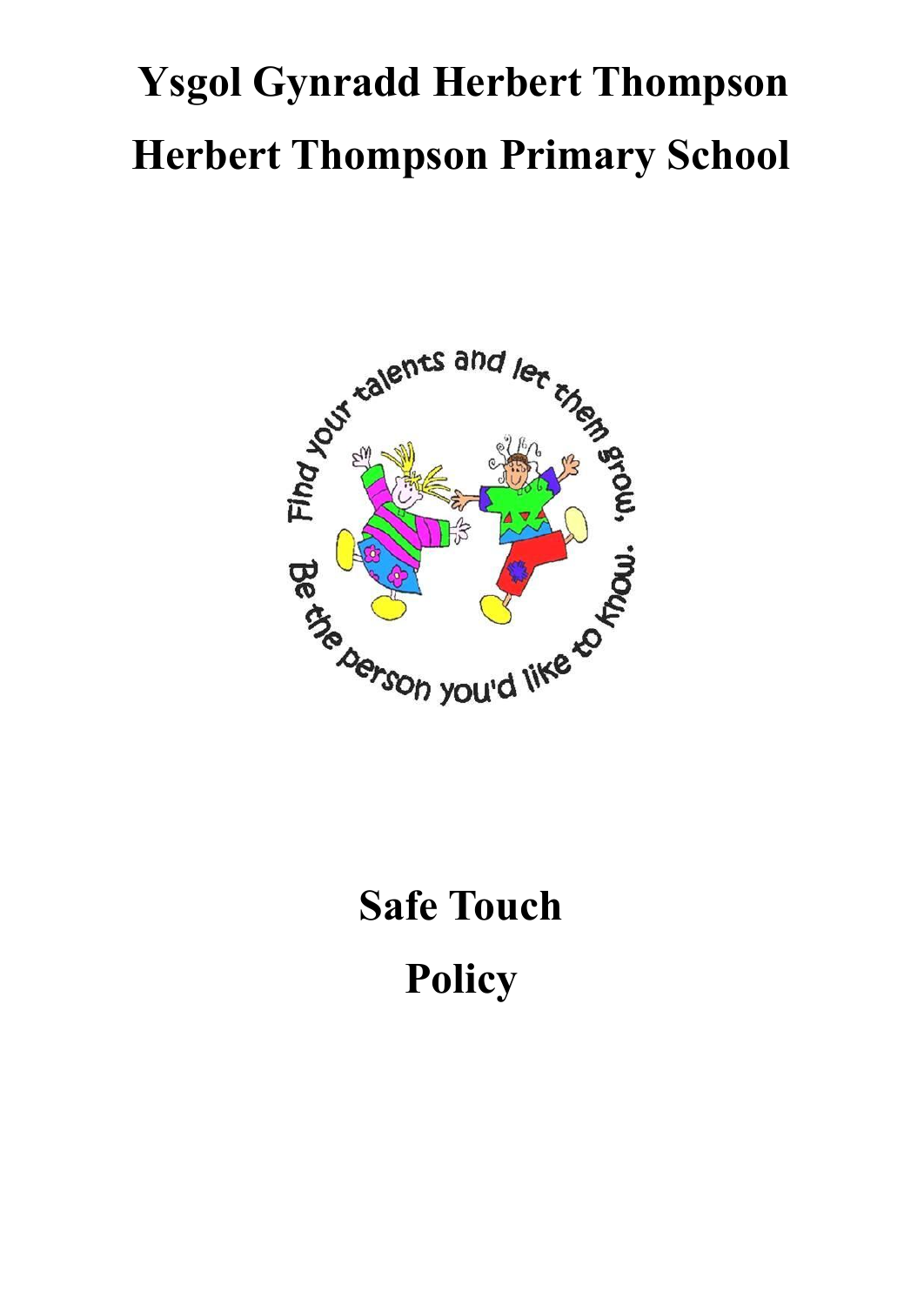# Ysgol Gynradd Herbert Thompson

# Herbert Thompson Primary School

# Safe Touch

# Policy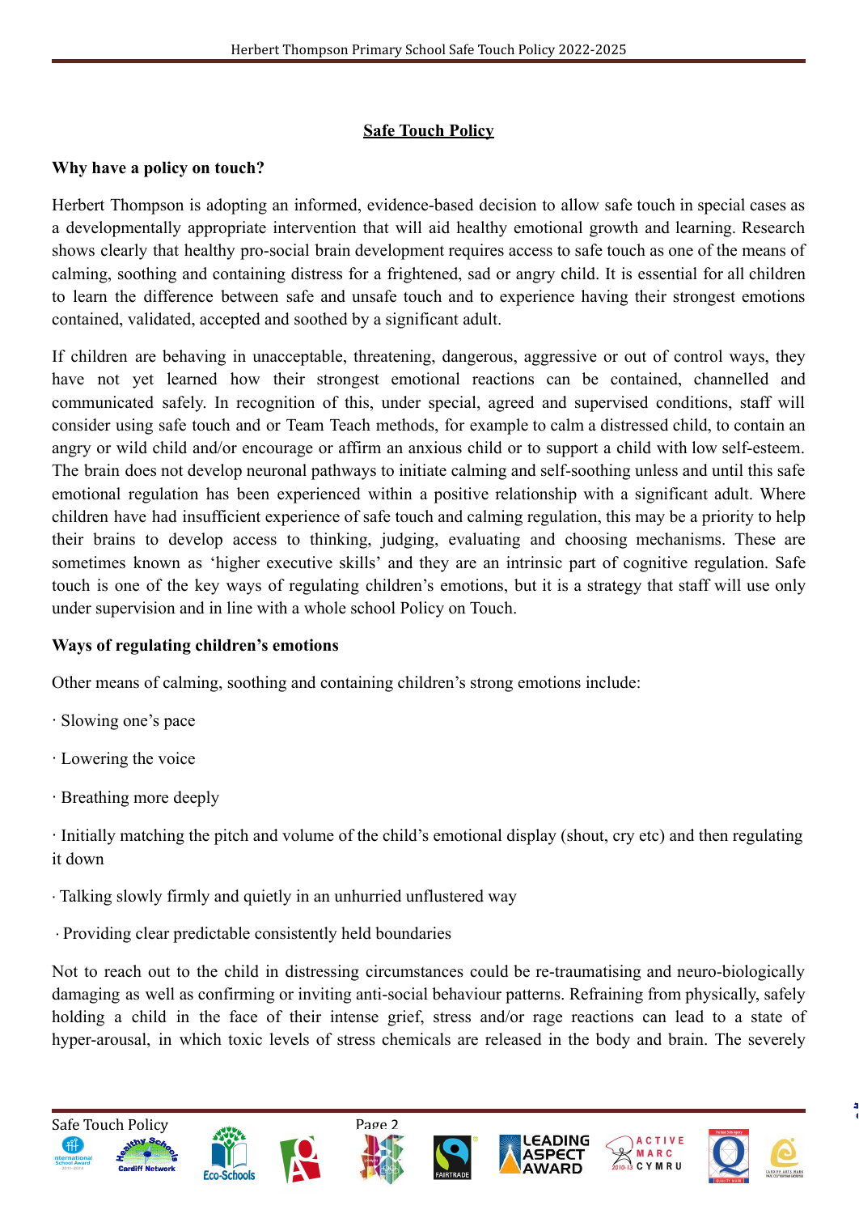**Safe Touch Policy**

**Why have a policy on touch?**

Herbert Thompson is adopting an informed, evidence-based decision to allow safe touch in special cases as a developmentally appropriate intervention that will aid healthy emotional growth and learning. Research shows clearly that healthy pro-social brain development requires access to safe touch as one of the means of calming, soothing and containing distress for a frightened, sad or angry child. It is essential for all children to learn the difference between safe and unsafe touch and to experience having their strongest emotions contained, validated, accepted and soothed by a significant adult.

If children are behaving in unacceptable, threatening, dangerous, aggressive or out of control ways, they have not yet learned how their strongest emotional reactions can be contained, channelled and communicated safely. In recognition of this, under special, agreed and supervised conditions, staff will consider using safe touch and or Team Teach methods, for example to calm a distressed child, to contain an angry or wild child and/or encourage or affirm an anxious child or to support a child with low self-esteem. The brain does not develop neuronal pathways to initiate calming and self-soothing unless and until this safe emotional regulation has been experienced within a positive relationship with a significant adult. Where children have had insufficient experience of safe touch and calming regulation, this may be a priority to help their brains to develop access to thinking, judging, evaluating and choosing mechanisms. These are sometimes known as 'higher executive skills' and they are an intrinsic part of cognitive regulation. Safe touch is one of the key ways of regulating children's emotions, but it is a strategy that staff will use only under supervision and in line with a whole school Policy on Touch.

**Ways of regulating children's emotions**

Other means of calming, soothing and containing children's strong emotions include:

· Slowing one's pace

· Lowering the voice

· Breathing more deeply

· Initially matching the pitch and volume of the child's emotional display (shout, cry etc) and then regulating it down

· Talking slowly firmly and quietly in an unhurried unflustered way

· Providing clear predictable consistently held boundaries

Not to reach out to the child in distressing circumstances could be re-traumatising and neuro-biologically damaging as well as confirming or inviting anti-social behaviour patterns. Refraining from physically, safely holding a child in the face of their intense grief, stress and/or rage reactions can lead to a state of hyper-arousal, in which toxic levels of stress chemicals are released in the body and brain. The severely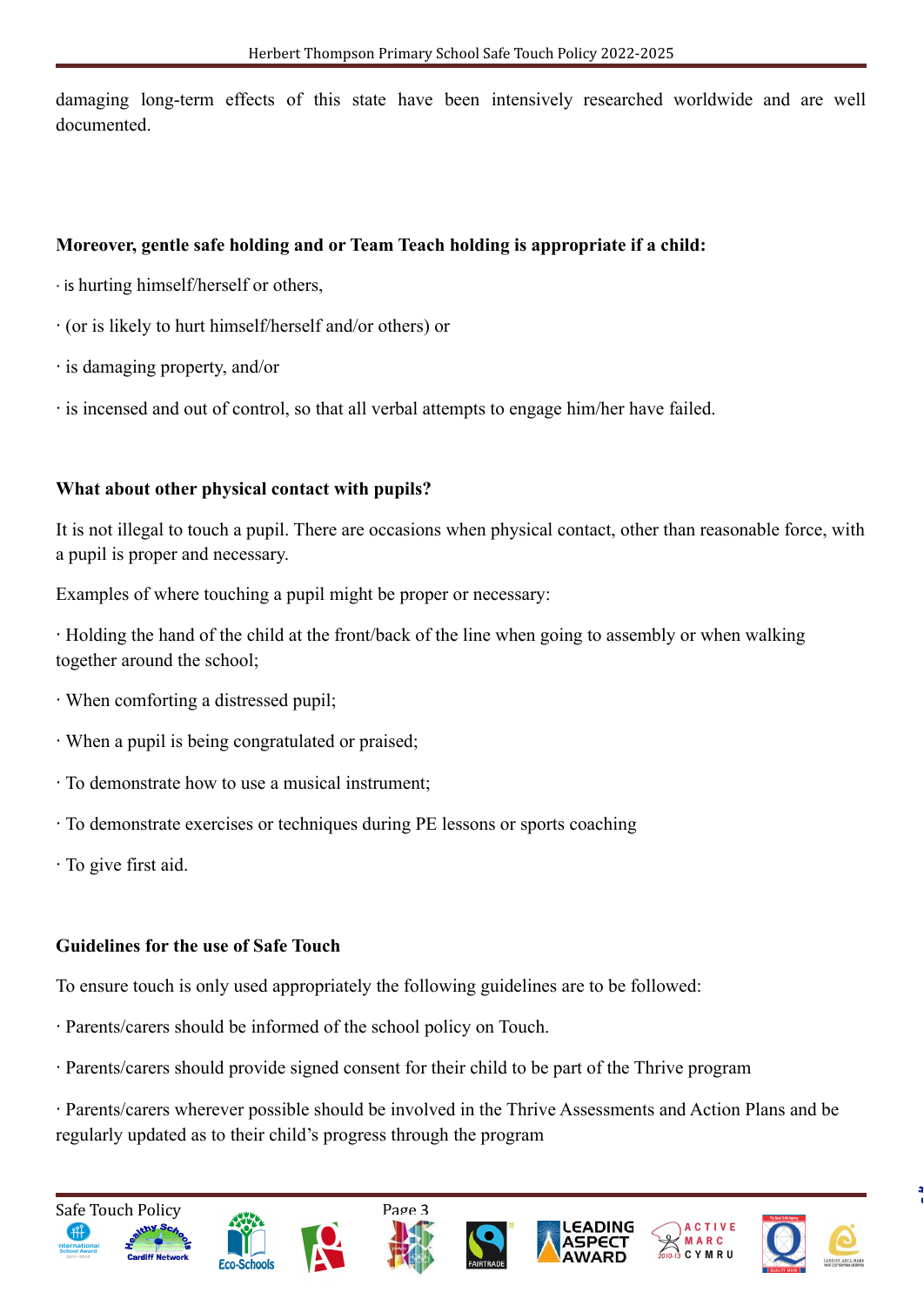damaging long-term effects of this state have been intensively researched worldwide and are well documented.

**Moreover, gentle safe holding and or Team Teach holding is appropriate if a child:**

· is hurting himself/herself or others,

· (or is likely to hurt himself/herself and/or others) or

· is damaging property, and/or

· is incensed and out of control, so that all verbal attempts to engage him/her have failed.

**What about other physical contact with pupils?**

It is not illegal to touch a pupil. There are occasions when physical contact, other than reasonable force, with a pupil is proper and necessary.

Examples of where touching a pupil might be proper or necessary:

· Holding the hand of the child at the front/back of the line when going to assembly or when walking together around the school;

· When comforting a distressed pupil;

· When a pupil is being congratulated or praised;

· To demonstrate how to use a musical instrument;

· To demonstrate exercises or techniques during PE lessons or sports coaching

· To give first aid.

**Guidelines for the use of Safe Touch**

To ensure touch is only used appropriately the following guidelines are to be followed:

· Parents/carers should be informed of the school policy on Touch.

· Parents/carers should provide signed consent for their child to be part of the Thrive program

· Parents/carers wherever possible should be involved in the Thrive Assessments and Action Plans and be regularly updated as to their child's progress through the program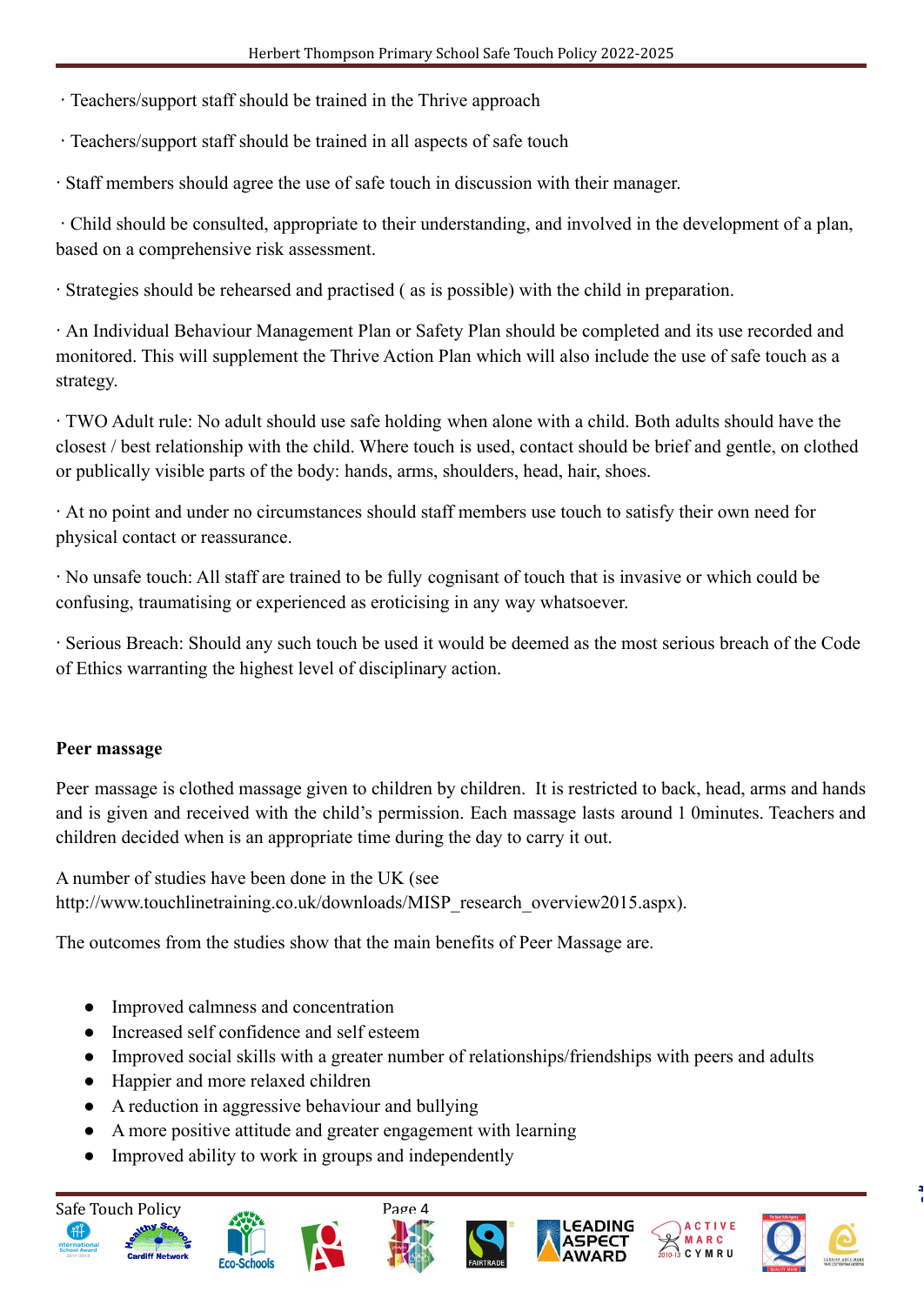· Teachers/support staff should be trained in the Thrive approach

· Teachers/support staff should be trained in all aspects of safe touch

· Staff members should agree the use of safe touch in discussion with their manager.

· Child should be consulted, appropriate to their understanding, and involved in the development of a plan, based on a comprehensive risk assessment.

· Strategies should be rehearsed and practised ( as is possible) with the child in preparation.

· An Individual Behaviour Management Plan or Safety Plan should be completed and its use recorded and monitored. This will supplement the Thrive Action Plan which will also include the use of safe touch as a strategy.

· TWO Adult rule: No adult should use safe holding when alone with a child. Both adults should have the closest / best relationship with the child. Where touch is used, contact should be brief and gentle, on clothed or publically visible parts of the body: hands, arms, shoulders, head, hair, shoes.

· At no point and under no circumstances should staff members use touch to satisfy their own need for physical contact or reassurance.

· No unsafe touch: All staff are trained to be fully cognisant of touch that is invasive or which could be confusing, traumatising or experienced as eroticising in any way whatsoever.

· Serious Breach: Should any such touch be used it would be deemed as the most serious breach of the Code of Ethics warranting the highest level of disciplinary action.

**Peer massage**

Peer massage is clothed massage given to children by children. It is restricted to back, head, arms and hands and is given and received with the child's permission. Each massage lasts around 1 0minutes. Teachers and children decided when is an appropriate time during the day to carry it out.

A number of studies have been done in the UK (see http://www.touchlinetraining.co.uk/downloads/MISP_research_overview2015.aspx).

The outcomes from the studies show that the main benefits of Peer Massage are.

- Improved calmness and concentration
- Increased self confidence and self esteem
- Improved social skills with a greater number of relationships/friendships with peers and adults
- Happier and more relaxed children
- A reduction in aggressive behaviour and bullying
- A more positive attitude and greater engagement with learning
- Improved ability to work in groups and independently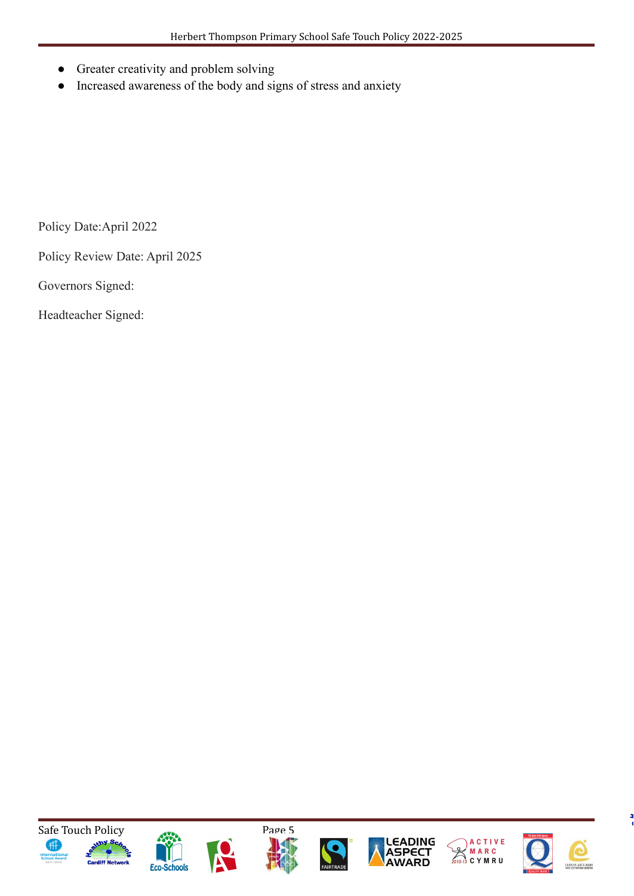- Greater creativity and problem solving
- Increased awareness of the body and signs of stress and anxiety

Policy Date:April 2022

Policy Review Date: April 2025

Governors Signed:

Headteacher Signed: